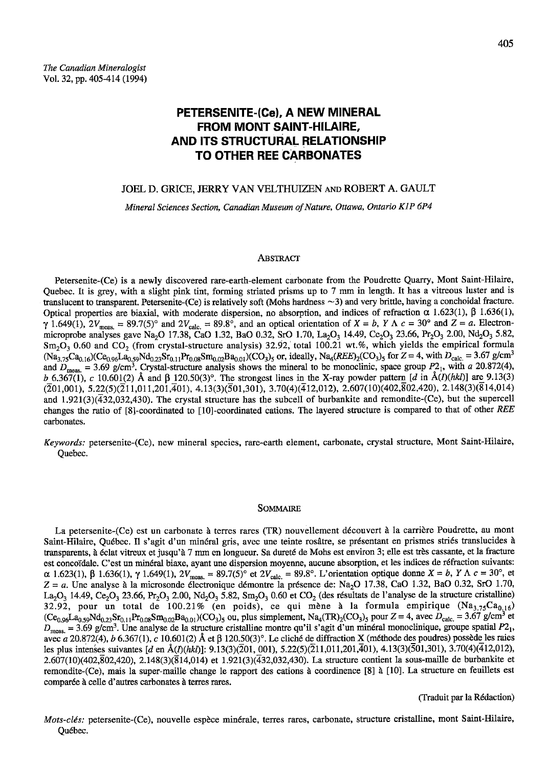# PETERSENITE-(Ce), A NEW MINERAL FROM MONT SAINT-HILAIRE, AND ITS STRUCTURAL RELATIONSHIP TO OTHER REE CARBONATES

JOEL D. GRICE, JERRY VAN VELTHUIZEN AND ROBERT A. GAULT

*Mineral Sciences Section, Canadian Museum of Nature, Ottawa, Ontario K1P 6P4*

## ABSTRACT

Petersenite-(Ce) is a newly discovered rare-earth-element carbonate from the Poudrette Quarry, Mont Saint-Hilaire, Quebec. It is grey, with a slight pink tint, forming striated prisms up to 7 mm in length. It has a vitreous luster and is translucent to transparent. Petersenite-(Ce) is relatively soft (Mohs hardness ~3) and very brittle, having a conchoidal fracture. Optical properties are biaxial, with moderate dispersion, no absorption, and indices of refraction $\alpha$ 1.623(1), $\beta$ 1.636(1), $\gamma$ 1.649(1), $2V_{meas.}$ = 89.7(5)° and $2V_{calc.}$ = 89.8°, and an optical orientation of $X = b$, $Y \wedge c$ = 30° and $Z = a$. Electron-microprobe analyses gave $Na_2O$ 17.38, CaO 1.32, BaO 0.32, SrO 1.70, $La_2O_3$ 14.49, $Ce_2O_3$ 23.66, $Pr_2O_3$ 2.00, $Nd_2O_3$ 5.82, $Sm_2O_3$ 0.60 and $CO_2$ (from crystal-structure analysis) 32.92, total 100.21 wt.%, which yields the empirical formula $(Na_{3.75}Ca_{0.16})(Ce_{0.96}La_{0.59}Nd_{0.23}Sr_{0.11}Pr_{0.08}Sm_{0.02}Ba_{0.01})(CO_3)_5$ or, ideally, $Na_4(REE)_2(CO_3)_5$ for $Z = 4$, with $D_{calc.}$ = 3.67 g/cm³ and $D_{meas.}$ = 3.69 g/cm³. Crystal-structure analysis shows the mineral to be monoclinic, space group $P2_1$, with *a* 20.872(4), *b* 6.367(1), *c* 10.601(2) Å and $\beta$ 120.50(3)°. The strongest lines in the X-ray powder pattern [*d* in Å(*I*)(*hkl*)] are 9.13(3)($\bar{2}$01, 001), 5.22(5)($\bar{2}$11,011,201,$\bar{4}$01), 4.13(3)($\bar{5}$01,301), 3.70(4)($\bar{4}$12,012), 2.607(10)(402,$\bar{8}$02,420), 2.148(3)($\bar{8}$14,014) and 1.921(3)($\bar{4}$32,032,430). The crystal structure has the subcell of burbankite and remondite-(Ce), but the supercell changes the ratio of [8]-coordinated to [10]-coordinated cations. The layered structure is compared to that of other *REE* carbonates.

*Keywords:* petersenite-(Ce), new mineral species, rare-earth element, carbonate, crystal structure, Mont Saint-Hilaire, Quebec.

## SOMMAIRE

La petersenite-(Ce) est un carbonate à terres rares (TR) nouvellement découvert à la carrière Poudrette, au mont Saint-Hilaire, Québec. Il s'agit d'un minéral gris, avec une teinte rosâtre, se présentant en prismes striés translucides à transparents, à éclat vitreux et jusqu'à 7 mm en longueur. Sa dureté de Mohs est environ 3; elle est très cassante, et la fracture est concoïdale. C'est un minéral biaxe, ayant une dispersion moyenne, aucune absorption, et les indices de réfraction suivants: $\alpha$ 1.623(1), $\beta$ 1.636(1), $\gamma$ 1.649(1), $2V_{meas.}$ = 89.7(5)° et $2V_{calc.}$ = 89.8°. L'orientation optique donne $X = b$, $Y \wedge c$ = 30°, et $Z = a$. Une analyse à la microsonde électronique démontre la présence de: $Na_2O$ 17.38, CaO 1.32, BaO 0.32, SrO 1.70, $La_2O_3$ 14.49, $Ce_2O_3$ 23.66, $Pr_2O_3$ 2.00, $Nd_2O_3$ 5.82, $Sm_2O_3$ 0.60 et $CO_2$ (des résultats de l'analyse de la structure cristalline) 32.92, pour un total de 100.21% (en poids), ce qui mène à la formule empirique $(Na_{3.75}Ca_{0.16})(Ce_{0.96}La_{0.59}Nd_{0.23}Sr_{0.11}Pr_{0.08}Sm_{0.02}Ba_{0.01})(CO_3)_5$ ou, plus simplement, $Na_4(TR)_2(CO_3)_5$ pour $Z = 4$, avec $D_{calc.}$ = 3.67 g/cm³ et $D_{meas.}$ = 3.69 g/cm³. Une analyse de la structure cristalline montre qu'il s'agit d'un minéral monoclinique, groupe spatial $P2_1$, avec *a* 20.872(4), *b* 6.367(1), *c* 10.601(2) Å et $\beta$ 120.50(3)°. Le cliché de diffraction X (méthode des poudres) possède les raies les plus intenses suivantes [*d* en Å(*I*)(*hkl*)]: 9.13(3)($\bar{2}$01, 001), 5.22(5)($\bar{2}$11,011,201,$\bar{4}$01), 4.13(3)($\bar{5}$01,301), 3.70(4)($\bar{4}$12,012), 2.607(10)(402,$\bar{8}$02,420), 2.148(3)($\bar{8}$14,014) et 1.921(3)($\bar{4}$32,032,430). La structure contient la sous-maille de burbankite et remondite-(Ce), mais la super-maille change le rapport des cations à coordinence [8] à [10]. La structure en feuillets est comparée à celle d'autres carbonates à terres rares.

(Traduit par la Rédaction)

*Mots-clés:* petersenite-(Ce), nouvelle espèce minérale, terres rares, carbonate, structure cristalline, mont Saint-Hilaire, Québec.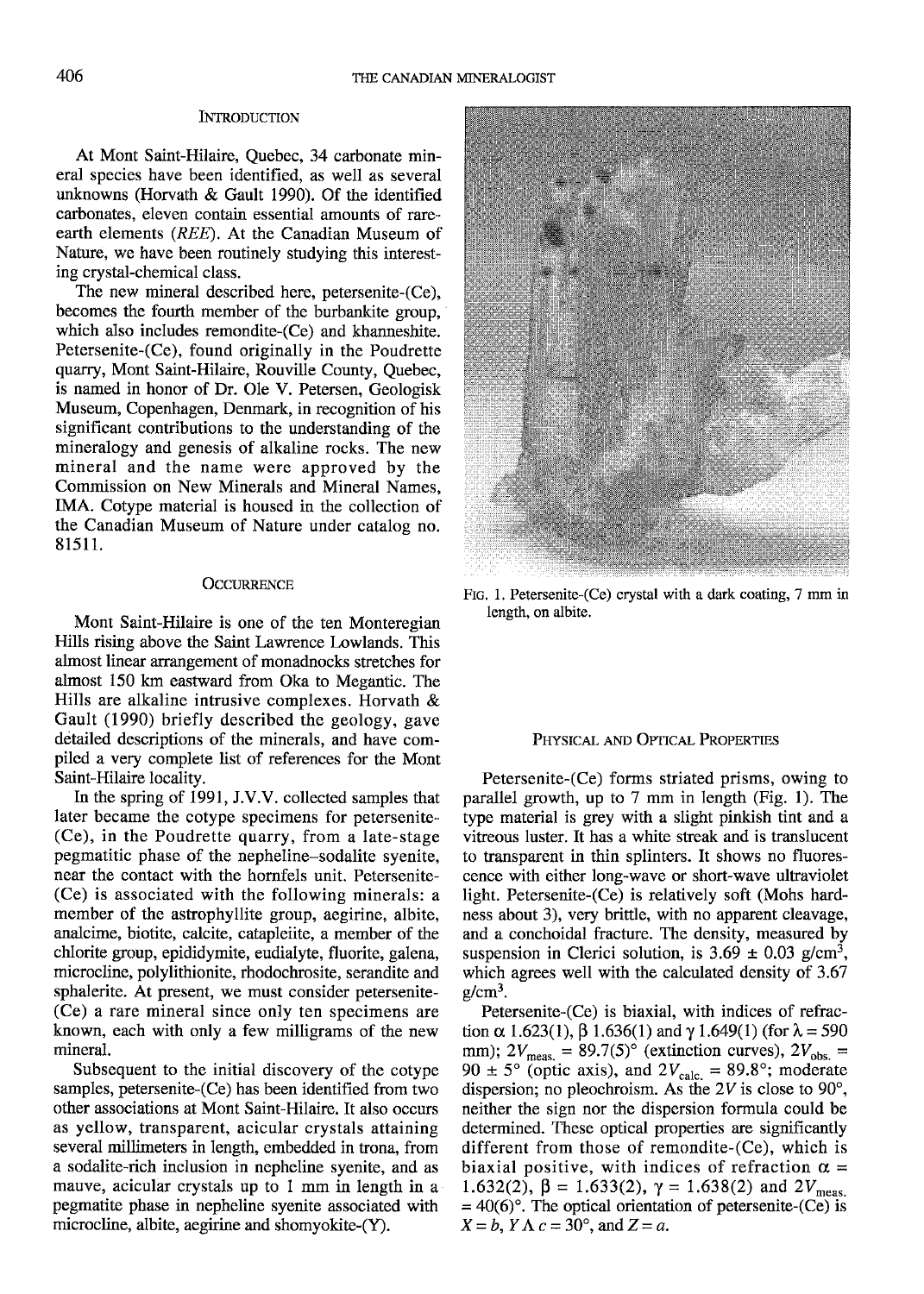## Introduction

At Mont Saint-Hilaire, Quebec, 34 carbonate mineral species have been identified, as well as several unknowns (Horvath & Gault 1990). Of the identified carbonates, eleven contain essential amounts of rare-earth elements (*REE*). At the Canadian Museum of Nature, we have been routinely studying this interesting crystal-chemical class.

The new mineral described here, petersenite-(Ce), becomes the fourth member of the burbankite group, which also includes remondite-(Ce) and khanneshite. Petersenite-(Ce), found originally in the Poudrette quarry, Mont Saint-Hilaire, Rouville County, Quebec, is named in honor of Dr. Ole V. Petersen, Geologisk Museum, Copenhagen, Denmark, in recognition of his significant contributions to the understanding of the mineralogy and genesis of alkaline rocks. The new mineral and the name were approved by the Commission on New Minerals and Mineral Names, IMA. Cotype material is housed in the collection of the Canadian Museum of Nature under catalog no. 81511.

## Occurrence

Mont Saint-Hilaire is one of the ten Monteregian Hills rising above the Saint Lawrence Lowlands. This almost linear arrangement of monadnocks stretches for almost 150 km eastward from Oka to Megantic. The Hills are alkaline intrusive complexes. Horvath & Gault (1990) briefly described the geology, gave detailed descriptions of the minerals, and have compiled a very complete list of references for the Mont Saint-Hilaire locality.

In the spring of 1991, J.V.V. collected samples that later became the cotype specimens for petersenite-(Ce), in the Poudrette quarry, from a late-stage pegmatitic phase of the nepheline–sodalite syenite, near the contact with the hornfels unit. Petersenite-(Ce) is associated with the following minerals: a member of the astrophyllite group, aegirine, albite, analcime, biotite, calcite, catapleiite, a member of the chlorite group, epididymite, eudialyte, fluorite, galena, microcline, polylithionite, rhodochrosite, serandite and sphalerite. At present, we must consider petersenite-(Ce) a rare mineral since only ten specimens are known, each with only a few milligrams of the new mineral.

Subsequent to the initial discovery of the cotype samples, petersenite-(Ce) has been identified from two other associations at Mont Saint-Hilaire. It also occurs as yellow, transparent, acicular crystals attaining several millimeters in length, embedded in trona, from a sodalite-rich inclusion in nepheline syenite, and as mauve, acicular crystals up to 1 mm in length in a pegmatite phase in nepheline syenite associated with microcline, albite, aegirine and shomyokite-(Y).

FIG. 1. Petersenite-(Ce) crystal with a dark coating, 7 mm in length, on albite.

## Physical and Optical Properties

Petersenite-(Ce) forms striated prisms, owing to parallel growth, up to 7 mm in length (Fig. 1). The type material is grey with a slight pinkish tint and a vitreous luster. It has a white streak and is translucent to transparent in thin splinters. It shows no fluorescence with either long-wave or short-wave ultraviolet light. Petersenite-(Ce) is relatively soft (Mohs hardness about 3), very brittle, with no apparent cleavage, and a conchoidal fracture. The density, measured by suspension in Clerici solution, is 3.69 ± 0.03 g/cm$^3$, which agrees well with the calculated density of 3.67 g/cm$^3$.

Petersenite-(Ce) is biaxial, with indices of refraction $\alpha$ 1.623(1), $\beta$ 1.636(1) and $\gamma$ 1.649(1) (for $\lambda = 590$ mm); $2V_{meas.} = 89.7(5)°$ (extinction curves), $2V_{obs.} = 90 \pm 5°$ (optic axis), and $2V_{calc.} = 89.8°$; moderate dispersion; no pleochroism. As the $2V$ is close to 90°, neither the sign nor the dispersion formula could be determined. These optical properties are significantly different from those of remondite-(Ce), which is biaxial positive, with indices of refraction $\alpha = 1.632(2)$, $\beta = 1.633(2)$, $\gamma = 1.638(2)$ and $2V_{meas.} = 40(6)°$. The optical orientation of petersenite-(Ce) is $X = b$, $Y \wedge c = 30°$, and $Z = a$.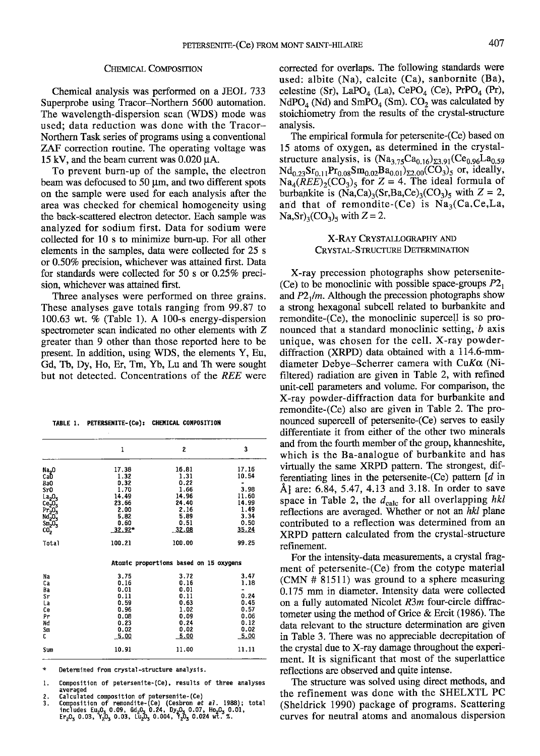## Chemical Composition

Chemical analysis was performed on a JEOL 733 Superprobe using Tracor–Northern 5600 automation. The wavelength-dispersion scan (WDS) mode was used; data reduction was done with the Tracor–Northern Task series of programs using a conventional ZAF correction routine. The operating voltage was 15 kV, and the beam current was 0.020 μA.

To prevent burn-up of the sample, the electron beam was defocused to 50 μm, and two different spots on the sample were used for each analysis after the area was checked for chemical homogeneity using the back-scattered electron detector. Each sample was analyzed for sodium first. Data for sodium were collected for 10 s to minimize burn-up. For all other elements in the samples, data were collected for 25 s or 0.50% precision, whichever was attained first. Data for standards were collected for 50 s or 0.25% precision, whichever was attained first.

Three analyses were performed on three grains. These analyses gave totals ranging from 99.87 to 100.63 wt. % (Table 1). A 100-s energy-dispersion spectrometer scan indicated no other elements with Z greater than 9 other than those reported here to be present. In addition, using WDS, the elements Y, Eu, Gd, Tb, Dy, Ho, Er, Tm, Yb, Lu and Th were sought but not detected. Concentrations of the *REE* were corrected for overlaps. The following standards were used: albite (Na), calcite (Ca), sanbornite (Ba), celestine (Sr), $LaPO_4$ (La), $CePO_4$ (Ce), $PrPO_4$ (Pr), $NdPO_4$ (Nd) and $SmPO_4$ (Sm). $CO_2$ was calculated by stoichiometry from the results of the crystal-structure analysis.

The empirical formula for petersenite-(Ce) based on 15 atoms of oxygen, as determined in the crystal-structure analysis, is $(Na_{3.75}Ca_{0.16})_{\Sigma 3.91}(Ce_{0.96}La_{0.59}Nd_{0.23}Sr_{0.11}Pr_{0.08}Sm_{0.02}Ba_{0.01})_{\Sigma 2.00}(CO_3)_5$ or, ideally, $Na_4(REE)_2(CO_3)_5$ for Z = 4. The ideal formula of burbankite is $(Na,Ca)_3(Sr,Ba,Ce)_3(CO_3)_5$ with Z = 2, and that of remondite-(Ce) is $Na_3(Ca,Ce,La,Na,Sr)_3(CO_3)_5$ with Z = 2.

**TABLE 1. PETERSENITE-(Ce): CHEMICAL COMPOSITION**

| | 1 | 2 | 3 |
|---|---|---|---|
| $Na_2O$ | 17.38 | 16.81 | 17.16 |
| CaO | 1.32 | 1.31 | 10.54 |
| BaO | 0.32 | 0.22 | - |
| SrO | 1.70 | 1.66 | 3.98 |
| $La_2O_3$ | 14.49 | 14.96 | 11.60 |
| $Ce_2O_3$ | 23.66 | 24.40 | 14.99 |
| $Pr_2O_3$ | 2.00 | 2.16 | 1.49 |
| $Nd_2O_3$ | 5.82 | 5.89 | 3.34 |
| $Sm_2O_3$ | 0.60 | 0.51 | 0.50 |
| $CO_2$ | 32.92* | 32.08 | 35.24 |
| Total | 100.21 | 100.00 | 99.25 |
| | **Atomic proportions based on 15 oxygens** | | |
| Na | 3.75 | 3.72 | 3.47 |
| Ca | 0.16 | 0.16 | 1.18 |
| Ba | 0.01 | 0.01 | - |
| Sr | 0.11 | 0.11 | 0.24 |
| La | 0.59 | 0.63 | 0.45 |
| Ce | 0.96 | 1.02 | 0.57 |
| Pr | 0.08 | 0.09 | 0.06 |
| Nd | 0.23 | 0.24 | 0.12 |
| Sm | 0.02 | 0.02 | 0.02 |
| C | 5.00 | 5.00 | 5.00 |
| Sum | 10.91 | 11.00 | 11.11 |

\* Determined from crystal-structure analysis.

1. Composition of petersenite-(Ce), results of three analyses averaged
2. Calculated composition of petersenite-(Ce)
3. Composition of remondite-(Ce) (Cesbron *et al.* 1988); total includes $Eu_2O_3$ 0.09, $Gd_2O_3$ 0.24, $Dy_2O_3$ 0.07, $Ho_2O_3$ 0.01, $Er_2O_3$ 0.03, $Y_2O_3$ 0.03, $Lu_2O_3$ 0.004, $Y_2O_3$ 0.024 wt. %.

## X-Ray Crystallography and Crystal-Structure Determination

X-ray precession photographs show petersenite-(Ce) to be monoclinic with possible space-groups $P2_1$ and $P2_1/m$. Although the precession photographs show a strong hexagonal subcell related to burbankite and remondite-(Ce), the monoclinic supercell is so pronounced that a standard monoclinic setting, *b* axis unique, was chosen for the cell. X-ray powder-diffraction (XRPD) data obtained with a 114.6-mm-diameter Debye–Scherrer camera with CuKα (Ni-filtered) radiation are given in Table 2, with refined unit-cell parameters and volume. For comparison, the X-ray powder-diffraction data for burbankite and remondite-(Ce) also are given in Table 2. The pronounced supercell of petersenite-(Ce) serves to easily differentiate it from either of the other two minerals and from the fourth member of the group, khanneshite, which is the Ba-analogue of burbankite and has virtually the same XRPD pattern. The strongest, differentiating lines in the petersenite-(Ce) pattern [*d* in Å] are: 6.84, 5.47, 4.13 and 3.18. In order to save space in Table 2, the $d_{calc}$ for all overlapping *hkl* reflections are averaged. Whether or not an *hkl* plane contributed to a reflection was determined from an XRPD pattern calculated from the crystal-structure refinement.

For the intensity-data measurements, a crystal fragment of petersenite-(Ce) from the cotype material (CMN # 81511) was ground to a sphere measuring 0.175 mm in diameter. Intensity data were collected on a fully automated Nicolet *R3m* four-circle diffractometer using the method of Grice & Ercit (1986). The data relevant to the structure determination are given in Table 3. There was no appreciable decrepitation of the crystal due to X-ray damage throughout the experiment. It is significant that most of the superlattice reflections are observed and quite intense.

The structure was solved using direct methods, and the refinement was done with the SHELXTL PC (Sheldrick 1990) package of programs. Scattering curves for neutral atoms and anomalous dispersion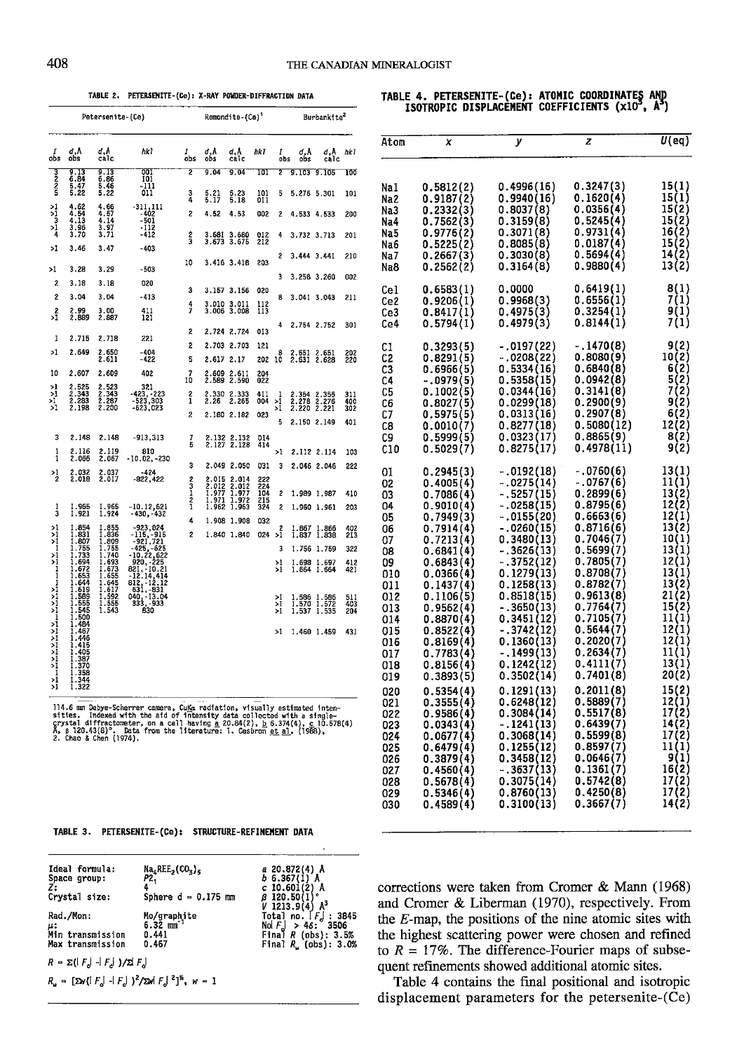TABLE 2. PETERSENITE-(Ce): X-RAY POWDER-DIFFRACTION DATA

| Petersenite-(Ce) | | | | Remondite-(Ce)[1] | | | | Burbankite[2] | | | |
|---|---|---|---|---|---|---|---|---|---|---|---|
| I obs | d,Å obs | d,Å calc | hkl | I obs | d,Å obs | d,Å calc | hkl | I obs | d,Å obs | d,Å calc | hkl |
| 3 | 9.13 | 9.13 | 001 | 2 | 9.04 | 9.04 | 101 | 2 | 9.103 | 9.105 | 100 |
| 2 | 6.84 | 6.86 | 101 | | | | | | | | |
| 2 | 5.47 | 5.46 | -111 | | | | | | | | |
| 5 | 5.22 | 5.22 | 011 | 3 | 5.21 | 5.23 | 101 | 5 | 5.276 | 5.301 | 101 |
| | | | | 4 | 5.17 | 5.18 | 011 | | | | |
| >1 | 4.62 | 4.66 | -311,111 | | | | | | | | |
| 2 | 4.54 | 4.57 | -402 | 2 | 4.52 | 4.53 | 002 | 2 | 4.533 | 4.533 | 200 |
| >1 | 4.13 | 4.14 | -501 | | | | | | | | |
| 3 | 3.96 | 3.97 | -112 | | | | | | | | |
| 4 | 3.70 | 3.71 | -412 | 2 | 3.681 | 3.680 | 012 | 4 | 3.732 | 3.713 | 201 |
| | | | | 3 | 3.673 | 3.675 | 212 | | | | |
| >1 | 3.46 | 3.47 | -403 | | | | | 2 | 3.444 | 3.441 | 210 |
| | | | | 10 | 3.416 | 3.418 | 203 | | | | |
| >1 | 3.28 | 3.29 | -503 | | | | | 3 | 3.258 | 3.260 | 002 |
| 2 | 3.18 | 3.18 | 020 | 3 | 3.157 | 3.156 | 020 | | | | |
| 2 | 3.04 | 3.04 | -413 | 4 | 3.010 | 3.011 | 112 | 8 | 3.041 | 3.043 | 211 |
| 2 | 2.99 | 3.00 | 411 | 7 | 3.006 | 3.008 | 113 | | | | |
| >1 | 2.889 | 2.887 | 121 | | | | | | | | |
| | | | | | | | | 4 | 2.764 | 2.752 | 301 |
| | | | | 2 | 2.724 | 2.724 | 013 | | | | |
| 1 | 2.715 | 2.718 | 221 | | | | | | | | |
| | | | | 2 | 2.703 | 2.703 | 121 | | | | |
| >1 | 2.649 | 2.650 | -404 | | | | | 8 | 2.651 | 2.651 | 202 |
| | | 2.611 | -422 | 5 | 2.617 | 2.17 | 202 | 10 | 2.631 | 2.628 | 220 |
| 10 | 2.607 | 2.609 | 402 | 7 | 2.609 | 2.611 | 204 | | | | |
| | | | | 10 | 2.589 | 2.590 | 022 | | | | |
| >1 | 2.525 | 2.523 | 321 | | | | | | | | |
| >1 | 2.343 | 2.343 | -423,-223 | 2 | 2.330 | 2.333 | 411 | 1 | 2.354 | 2.355 | 311 |
| >1 | 2.283 | 2.287 | -523,303 | 1 | 2.26 | 2.265 | 004 | >1 | 2.278 | 2.276 | 400 |
| >1 | 2.198 | 2.200 | -623,023 | | | | | >1 | 2.220 | 2.221 | 302 |
| | | | | 2 | 2.180 | 2.182 | 023 | | | | |
| | | | | | | | | 5 | 2.150 | 2.149 | 401 |
| 3 | 2.148 | 2.148 | -913,313 | 7 | 2.132 | 2.132 | 014 | | | | |
| | | | | 5 | 2.127 | 2.128 | 414 | | | | |
| 1 | 2.116 | 2.119 | 810 | | | | | >1 | 2.112 | 2.114 | 103 |
| 1 | 2.066 | 2.067 | -10.02,-230 | | | | | | | | |
| | | | | 3 | 2.049 | 2.050 | 031 | 3 | 2.046 | 2.046 | 222 |
| >1 | 2.032 | 2.037 | -424 | 2 | 2.015 | 2.014 | 222 | | | | |
| 2 | 2.018 | 2.017 | -822,422 | 3 | 2.012 | 2.012 | 224 | | | | |
| | | | | 1 | 1.977 | 1.977 | 104 | 2 | 1.989 | 1.987 | 410 |
| | | | | 2 | 1.971 | 1.972 | 215 | | | | |
| 1 | 1.965 | 1.965 | -10.12,621 | 1 | 1.962 | 1.963 | 324 | 2 | 1.960 | 1.961 | 203 |
| 3 | 1.921 | 1.924 | -430,-432 | | | | | | | | |
| | | | | 4 | 1.908 | 1.908 | 032 | | | | |
| >1 | 1.854 | 1.855 | -923,024 | | | | | 2 | 1.867 | 1.866 | 402 |
| >1 | 1.831 | 1.836 | -115,-915 | 2 | 1.840 | 1.840 | 024 | >1 | 1.837 | 1.838 | 213 |
| >1 | 1.807 | 1.809 | -921,721 | | | | | | | | |
| 1 | 1.755 | 1.755 | -425,-625 | | | | | 3 | 1.756 | 1.759 | 322 |
| >1 | 1.733 | 1.740 | -10.22,622 | | | | | | | | |
| >1 | 1.694 | 1.693 | 920,-225 | | | | | >1 | 1.698 | 1.697 | 412 |
| 1 | 1.672 | 1.673 | 821,-10.21 | | | | | >1 | 1.664 | 1.664 | 421 |
| 1 | 1.653 | 1.656 | -12.14,414 | | | | | | | | |
| 1 | 1.644 | 1.645 | 812,-12.12 | | | | | | | | |
| >1 | 1.619 | 1.617 | 631,-831 | | | | | | | | |
| >1 | 1.589 | 1.592 | 040,-13.04 | | | | | >1 | 1.586 | 1.586 | 511 |
| >1 | 1.555 | 1.556 | 333,-933 | | | | | >1 | 1.570 | 1.572 | 403 |
| >1 | 1.545 | 1.543 | 830 | | | | | >1 | 1.537 | 1.535 | 204 |
| 1 | 1.500 | | | | | | | | | | |
| >1 | 1.484 | | | | | | | | | | |
| >1 | 1.467 | | | | | | | >1 | 1.460 | 1.459 | 431 |
| >1 | 1.446 | | | | | | | | | | |
| >1 | 1.415 | | | | | | | | | | |
| >1 | 1.405 | | | | | | | | | | |
| >1 | 1.387 | | | | | | | | | | |
| >1 | 1.370 | | | | | | | | | | |
| 1 | 1.358 | | | | | | | | | | |
| >1 | 1.344 | | | | | | | | | | |
| >1 | 1.322 | | | | | | | | | | |

114.6 mm Debye-Scherrer camera, CuKα radiation, visually estimated intensities. Indexed with the aid of intensity data collected with a single-crystal diffractometer, on a cell having *a* 20.84(2), *b* 6.374(4), *c* 10.578(4) Å, β 120.43(8)°. Data from the literature: 1. Cesbron *et al.* (1988), 2. Chao & Chen (1974).

TABLE 3. PETERSENITE-(Ce): STRUCTURE-REFINEMENT DATA

| | | |
|---|---|---|
| Ideal formula: | $Na_4REE_2(CO_3)_5$ | *a* 20.872(4) Å |
| Space group: | $P2_1$ | *b* 6.367(1) Å |
| Z: | 4 | *c* 10.601(2) Å |
| Crystal size: | Sphere d = 0.175 mm | β 120.50(1)° |
| | | *V* 1213.9(4) Å$^3$ |
| Rad./Mon: | Mo/graphite | Total no. $\|F_o\|$ : 3845 |
| μ: | 6.32 mm$^{-1}$ | No. $\|F_o\| > 4\sigma$: 3506 |
| Min transmission | 0.441 | Final *R* (obs): 3.5% |
| Max transmission | 0.467 | Final $R_w$ (obs): 3.0% |

$R = \Sigma(|F_o| - |F_c|)/\Sigma|F_o|$

$R_w = [\Sigma w(|F_o| - |F_c|)^2/\Sigma w|F_o|^2]^{1/2}$, $w = 1$

TABLE 4. PETERSENITE-(Ce): ATOMIC COORDINATES AND ISOTROPIC DISPLACEMENT COEFFICIENTS (x10$^3$, Å$^2$)

| Atom | x | y | z | U(eq) |
|---|---|---|---|---|
| Na1 | 0.5812(2) | 0.4996(16) | 0.3247(3) | 15(1) |
| Na2 | 0.9187(2) | 0.9940(16) | 0.1620(4) | 15(1) |
| Na3 | 0.2332(3) | 0.8037(8) | 0.0356(4) | 15(2) |
| Na4 | 0.7562(3) | 0.3159(8) | 0.5245(4) | 15(2) |
| Na5 | 0.9776(2) | 0.3071(8) | 0.9731(4) | 16(2) |
| Na6 | 0.5225(2) | 0.8085(8) | 0.0187(4) | 15(2) |
| Na7 | 0.2667(3) | 0.3030(8) | 0.5694(4) | 14(2) |
| Na8 | 0.2562(2) | 0.3164(8) | 0.9880(4) | 13(2) |
| Ce1 | 0.6583(1) | 0.0000 | 0.6419(1) | 8(1) |
| Ce2 | 0.9206(1) | 0.9968(3) | 0.6556(1) | 7(1) |
| Ce3 | 0.8417(1) | 0.4975(3) | 0.3254(1) | 9(1) |
| Ce4 | 0.5794(1) | 0.4979(3) | 0.8144(1) | 7(1) |
| C1 | 0.3293(5) | -.0197(22) | -.1470(8) | 9(2) |
| C2 | 0.8291(5) | -.0208(22) | 0.8080(9) | 10(2) |
| C3 | 0.6966(5) | 0.5334(16) | 0.6840(8) | 6(2) |
| C4 | -.0979(5) | 0.5358(15) | 0.0942(8) | 5(2) |
| C5 | 0.1002(5) | 0.0344(16) | 0.3141(8) | 7(2) |
| C6 | 0.8027(5) | 0.0299(18) | 0.2900(9) | 9(2) |
| C7 | 0.5975(5) | 0.0313(16) | 0.2907(8) | 6(2) |
| C8 | 0.0010(7) | 0.8277(18) | 0.5080(12) | 12(2) |
| C9 | 0.5999(5) | 0.0323(17) | 0.8865(9) | 8(2) |
| C10 | 0.5029(7) | 0.8275(17) | 0.4978(11) | 9(2) |
| O1 | 0.2945(3) | -.0192(18) | -.0760(6) | 13(1) |
| O2 | 0.4005(4) | -.0275(14) | -.0767(6) | 11(1) |
| O3 | 0.7086(4) | -.5257(15) | 0.2899(6) | 13(2) |
| O4 | 0.9010(4) | -.0258(15) | 0.8795(6) | 12(2) |
| O5 | 0.7949(3) | -.0155(20) | 0.6663(6) | 12(1) |
| O6 | 0.7914(4) | -.0260(15) | 0.8716(6) | 13(2) |
| O7 | 0.7213(4) | 0.3480(13) | 0.7046(7) | 10(1) |
| O8 | 0.6841(4) | -.3626(13) | 0.5699(7) | 13(1) |
| O9 | 0.6843(4) | -.3752(12) | 0.7805(7) | 12(1) |
| O10 | 0.0366(4) | 0.1279(13) | 0.8708(7) | 13(1) |
| O11 | 0.1437(4) | 0.1258(13) | 0.8782(7) | 13(2) |
| O12 | 0.1106(5) | 0.8518(15) | 0.9613(8) | 21(2) |
| O13 | 0.9562(4) | -.3650(13) | 0.7764(7) | 15(2) |
| O14 | 0.8870(4) | 0.3451(12) | 0.7105(7) | 11(1) |
| O15 | 0.8522(4) | -.3742(12) | 0.5644(7) | 12(1) |
| O16 | 0.8169(4) | 0.1360(13) | 0.2020(7) | 12(1) |
| O17 | 0.7783(4) | -.1499(13) | 0.2634(7) | 11(1) |
| O18 | 0.8156(4) | 0.1242(12) | 0.4111(7) | 13(1) |
| O19 | 0.3893(5) | 0.3502(14) | 0.7401(8) | 20(2) |
| O20 | 0.5354(4) | 0.1291(13) | 0.2011(8) | 15(2) |
| O21 | 0.3555(4) | 0.6248(12) | 0.5889(7) | 12(1) |
| O22 | 0.9586(4) | 0.3084(14) | 0.5517(8) | 17(2) |
| O23 | 0.0343(4) | -.1241(13) | 0.6439(7) | 14(2) |
| O24 | 0.0677(4) | 0.3068(14) | 0.5599(8) | 17(2) |
| O25 | 0.6479(4) | 0.1255(12) | 0.8597(7) | 11(1) |
| O26 | 0.3879(4) | 0.3458(12) | 0.0646(7) | 9(1) |
| O27 | 0.4560(4) | -.3637(13) | 0.1361(7) | 16(2) |
| O28 | 0.5678(4) | 0.3075(14) | 0.5742(8) | 17(2) |
| O29 | 0.5346(4) | 0.8760(13) | 0.4250(8) | 17(2) |
| O30 | 0.4589(4) | 0.3100(13) | 0.3667(7) | 14(2) |

corrections were taken from Cromer & Mann (1968) and Cromer & Liberman (1970), respectively. From the *E*-map, the positions of the nine atomic sites with the highest scattering power were chosen and refined to *R* = 17%. The difference-Fourier maps of subsequent refinements showed additional atomic sites.

Table 4 contains the final positional and isotropic displacement parameters for the petersenite-(Ce)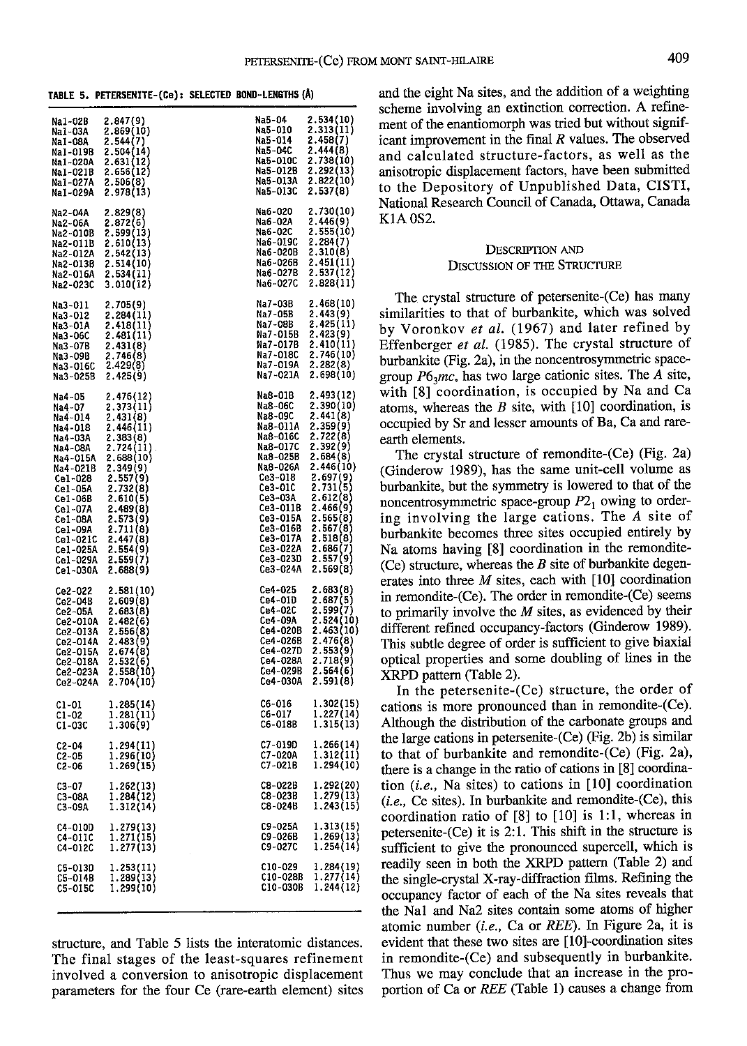**TABLE 5. PETERSENITE-(Ce): SELECTED BOND-LENGTHS (Å)**

| | | | |
|---|---|---|---|
| Na1-O2B | 2.847(9) | Na5-O4 | 2.534(10) |
| Na1-O3A | 2.869(10) | Na5-O10 | 2.313(11) |
| Na1-O8A | 2.544(7) | Na5-O14 | 2.458(7) |
| Na1-O19B | 2.504(14) | Na5-O4C | 2.444(8) |
| Na1-O20A | 2.631(12) | Na5-O10C | 2.738(10) |
| Na1-O21B | 2.656(12) | Na5-O12B | 2.292(13) |
| Na1-O27A | 2.506(8) | Na5-O13A | 2.822(10) |
| Na1-O29A | 2.978(13) | Na5-O13C | 2.537(8) |
| | | | |
| Na2-O4A | 2.829(8) | Na6-O20 | 2.730(10) |
| Na2-O6A | 2.872(6) | Na6-O2A | 2.446(9) |
| Na2-O10B | 2.599(13) | Na6-O2C | 2.555(10) |
| Na2-O11B | 2.610(13) | Na6-O19C | 2.284(7) |
| Na2-O12A | 2.542(13) | Na6-O20B | 2.310(8) |
| Na2-O13B | 2.514(10) | Na6-O26B | 2.451(11) |
| Na2-O16A | 2.534(11) | Na6-O27B | 2.537(12) |
| Na2-O23C | 3.010(12) | Na6-O27C | 2.828(11) |
| | | | |
| Na3-O11 | 2.705(9) | Na7-O3B | 2.468(10) |
| Na3-O12 | 2.284(11) | Na7-O5B | 2.443(9) |
| Na3-O1A | 2.418(11) | Na7-O8B | 2.425(11) |
| Na3-O6C | 2.481(11) | Na7-O15B | 2.423(9) |
| Na3-O7B | 2.431(8) | Na7-O17B | 2.410(11) |
| Na3-O9B | 2.746(8) | Na7-O18C | 2.746(10) |
| Na3-O16C | 2.429(8) | Na7-O19A | 2.282(8) |
| Na3-O25B | 2.425(9) | Na7-O21A | 2.698(10) |
| | | | |
| Na4-O5 | 2.476(12) | Na8-O1B | 2.493(12) |
| Na4-O7 | 2.373(11) | Na8-O6C | 2.390(10) |
| Na4-O14 | 2.431(8) | Na8-O9C | 2.441(8) |
| Na4-O18 | 2.446(11) | Na8-O11A | 2.359(9) |
| Na4-O3A | 2.383(8) | Na8-O16C | 2.722(8) |
| Na4-O8A | 2.724(11) | Na8-O17C | 2.392(9) |
| Na4-O15A | 2.688(10) | Na8-O25B | 2.684(8) |
| Na4-O21B | 2.349(9) | Na8-O26A | 2.446(10) |
| Ce1-O2B | 2.557(9) | Ce3-O18 | 2.697(9) |
| Ce1-O5A | 2.732(8) | Ce3-O1C | 2.731(5) |
| Ce1-O6B | 2.610(5) | Ce3-O3A | 2.612(8) |
| Ce1-O7A | 2.489(8) | Ce3-O11B | 2.466(9) |
| Ce1-O8A | 2.573(9) | Ce3-O15A | 2.565(8) |
| Ce1-O9A | 2.711(8) | Ce3-O16B | 2.567(8) |
| Ce1-O21C | 2.447(8) | Ce3-O17A | 2.518(8) |
| Ce1-O25A | 2.554(9) | Ce3-O22A | 2.686(7) |
| Ce1-O29A | 2.559(7) | Ce3-O23D | 2.557(9) |
| Ce1-O30A | 2.688(9) | Ce3-O24A | 2.569(8) |
| | | | |
| Ce2-O22 | 2.581(10) | Ce4-O25 | 2.683(8) |
| Ce2-O4B | 2.609(8) | Ce4-O1D | 2.687(5) |
| Ce2-O5A | 2.683(8) | Ce4-O2C | 2.599(7) |
| Ce2-O10A | 2.482(6) | Ce4-O9A | 2.524(10) |
| Ce2-O13A | 2.556(8) | Ce4-O20B | 2.463(10) |
| Ce2-O14A | 2.483(9) | Ce4-O26B | 2.476(8) |
| Ce2-O15A | 2.674(8) | Ce4-O27D | 2.553(9) |
| Ce2-O18A | 2.532(6) | Ce4-O28A | 2.718(9) |
| Ce2-O23A | 2.558(10) | Ce4-O29B | 2.564(6) |
| Ce2-O24A | 2.704(10) | Ce4-O30A | 2.591(8) |
| | | | |
| C1-O1 | 1.285(14) | C6-O16 | 1.302(15) |
| C1-O2 | 1.281(11) | C6-O17 | 1.227(14) |
| C1-O3C | 1.306(9) | C6-O18B | 1.315(13) |
| | | | |
| C2-O4 | 1.294(11) | C7-O19D | 1.266(14) |
| C2-O5 | 1.296(10) | C7-O20A | 1.312(11) |
| C2-O6 | 1.269(15) | C7-O21B | 1.294(10) |
| | | | |
| C3-O7 | 1.262(13) | C8-O22B | 1.292(20) |
| C3-O8A | 1.284(12) | C8-O23B | 1.279(13) |
| C3-O9A | 1.312(14) | C8-O24B | 1.243(15) |
| | | | |
| C4-O10D | 1.279(13) | C9-O25A | 1.313(15) |
| C4-O11C | 1.271(15) | C9-O26B | 1.269(13) |
| C4-O12C | 1.277(13) | C9-O27C | 1.254(14) |
| | | | |
| C5-O13D | 1.253(11) | C10-O29 | 1.284(19) |
| C5-O14B | 1.289(13) | C10-O28B | 1.277(14) |
| C5-O15C | 1.299(10) | C10-O30B | 1.244(12) |

structure, and Table 5 lists the interatomic distances. The final stages of the least-squares refinement involved a conversion to anisotropic displacement parameters for the four Ce (rare-earth element) sites and the eight Na sites, and the addition of a weighting scheme involving an extinction correction. A refinement of the enantiomorph was tried but without significant improvement in the final *R* values. The observed and calculated structure-factors, as well as the anisotropic displacement factors, have been submitted to the Depository of Unpublished Data, CISTI, National Research Council of Canada, Ottawa, Canada K1A 0S2.

## Description and Discussion of the Structure

The crystal structure of petersenite-(Ce) has many similarities to that of burbankite, which was solved by Voronkov *et al.* (1967) and later refined by Effenberger *et al.* (1985). The crystal structure of burbankite (Fig. 2a), in the noncentrosymmetric space-group $P6_3mc$, has two large cationic sites. The *A* site, with [8] coordination, is occupied by Na and Ca atoms, whereas the *B* site, with [10] coordination, is occupied by Sr and lesser amounts of Ba, Ca and rare-earth elements.

The crystal structure of remondite-(Ce) (Fig. 2a) (Ginderow 1989), has the same unit-cell volume as burbankite, but the symmetry is lowered to that of the noncentrosymmetric space-group $P2_1$ owing to ordering involving the large cations. The *A* site of burbankite becomes three sites occupied entirely by Na atoms having [8] coordination in the remondite-(Ce) structure, whereas the *B* site of burbankite degenerates into three *M* sites, each with [10] coordination in remondite-(Ce). The order in remondite-(Ce) seems to primarily involve the *M* sites, as evidenced by their different refined occupancy-factors (Ginderow 1989). This subtle degree of order is sufficient to give biaxial optical properties and some doubling of lines in the XRPD pattern (Table 2).

In the petersenite-(Ce) structure, the order of cations is more pronounced than in remondite-(Ce). Although the distribution of the carbonate groups and the large cations in petersenite-(Ce) (Fig. 2b) is similar to that of burbankite and remondite-(Ce) (Fig. 2a), there is a change in the ratio of cations in [8] coordination (*i.e.*, Na sites) to cations in [10] coordination (*i.e.*, Ce sites). In burbankite and remondite-(Ce), this coordination ratio of [8] to [10] is 1:1, whereas in petersenite-(Ce) it is 2:1. This shift in the structure is sufficient to give the pronounced supercell, which is readily seen in both the XRPD pattern (Table 2) and the single-crystal X-ray-diffraction films. Refining the occupancy factor of each of the Na sites reveals that the Na1 and Na2 sites contain some atoms of higher atomic number (*i.e.*, Ca or *REE*). In Figure 2a, it is evident that these two sites are [10]-coordination sites in remondite-(Ce) and subsequently in burbankite. Thus we may conclude that an increase in the proportion of Ca or *REE* (Table 1) causes a change from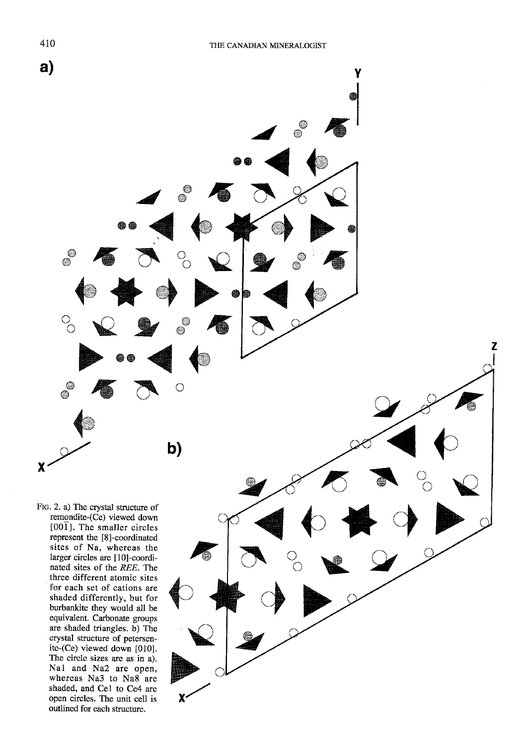a)

Y

X

b)

Z

X

FIG. 2. a) The crystal structure of remondite-(Ce) viewed down [00$\bar{1}$]. The smaller circles represent the [8]-coordinated sites of Na, whereas the larger circles are [10]-coordinated sites of the *REE*. The three different atomic sites for each set of cations are shaded differently, but for burbankite they would all be equivalent. Carbonate groups are shaded triangles. b) The crystal structure of petersenite-(Ce) viewed down [010]. The circle sizes are as in a). Na1 and Na2 are open, whereas Na3 to Na8 are shaded, and Ce1 to Ce4 are open circles. The unit cell is outlined for each structure.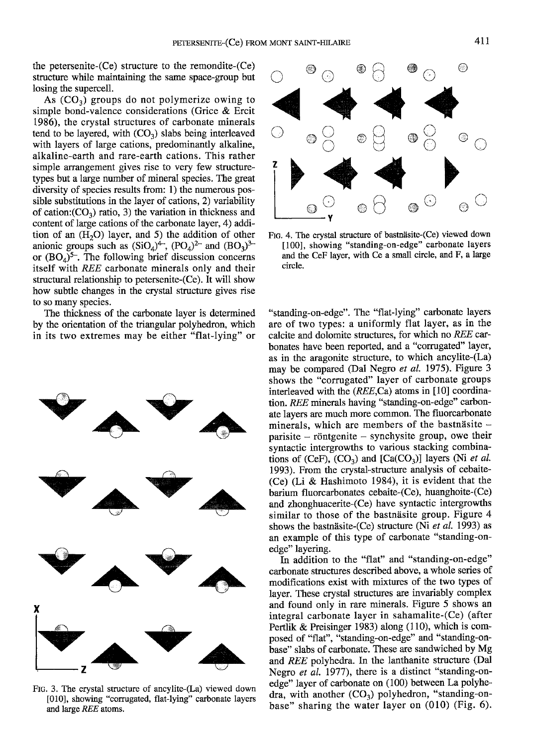the petersenite-(Ce) structure to the remondite-(Ce) structure while maintaining the same space-group but losing the supercell.

As $(CO_3)$ groups do not polymerize owing to simple bond-valence considerations (Grice & Ercit 1986), the crystal structures of carbonate minerals tend to be layered, with $(CO_3)$ slabs being interleaved with layers of large cations, predominantly alkaline, alkaline-earth and rare-earth cations. This rather simple arrangement gives rise to very few structure-types but a large number of mineral species. The great diversity of species results from: 1) the numerous possible substitutions in the layer of cations, 2) variability of cation:$(CO_3)$ ratio, 3) the variation in thickness and content of large cations of the carbonate layer, 4) addition of an $(H_2O)$ layer, and 5) the addition of other anionic groups such as $(SiO_4)^{4-}$, $(PO_4)^{2-}$ and $(BO_3)^{3-}$ or $(BO_4)^{5-}$. The following brief discussion concerns itself with *REE* carbonate minerals only and their structural relationship to petersenite-(Ce). It will show how subtle changes in the crystal structure gives rise to so many species.

The thickness of the carbonate layer is determined by the orientation of the triangular polyhedron, which in its two extremes may be either "flat-lying" or "standing-on-edge". The "flat-lying" carbonate layers are of two types: a uniformly flat layer, as in the calcite and dolomite structures, for which no *REE* carbonates have been reported, and a "corrugated" layer, as in the aragonite structure, to which ancylite-(La) may be compared (Dal Negro *et al.* 1975). Figure 3 shows the "corrugated" layer of carbonate groups interleaved with the (*REE*,Ca) atoms in [10] coordination. *REE* minerals having "standing-on-edge" carbonate layers are much more common. The fluorcarbonate minerals, which are members of the bastnäsite – parisite – röntgenite – synchysite group, owe their syntactic intergrowths to various stacking combinations of (CeF), $(CO_3)$ and $[Ca(CO_3)]$ layers (Ni *et al.* 1993). From the crystal-structure analysis of cebaite-(Ce) (Li & Hashimoto 1984), it is evident that the barium fluorcarbonates cebaite-(Ce), huanghoite-(Ce) and zhonghuacerite-(Ce) have syntactic intergrowths similar to those of the bastnäsite group. Figure 4 shows the bastnäsite-(Ce) structure (Ni *et al.* 1993) as an example of this type of carbonate "standing-on-edge" layering.

X

Z

FIG. 3. The crystal structure of ancylite-(La) viewed down [010], showing "corrugated, flat-lying" carbonate layers and large *REE* atoms.

Z

Y

FIG. 4. The crystal structure of bastnäsite-(Ce) viewed down [100], showing "standing-on-edge" carbonate layers and the CeF layer, with Ce a small circle, and F, a large circle.

In addition to the "flat" and "standing-on-edge" carbonate structures described above, a whole series of modifications exist with mixtures of the two types of layer. These crystal structures are invariably complex and found only in rare minerals. Figure 5 shows an integral carbonate layer in sahamalite-(Ce) (after Pertlik & Preisinger 1983) along (110), which is composed of "flat", "standing-on-edge" and "standing-on-base" slabs of carbonate. These are sandwiched by Mg and *REE* polyhedra. In the lanthanite structure (Dal Negro *et al.* 1977), there is a distinct "standing-on-edge" layer of carbonate on (100) between La polyhedra, with another $(CO_3)$ polyhedron, "standing-on-base" sharing the water layer on (010) (Fig. 6).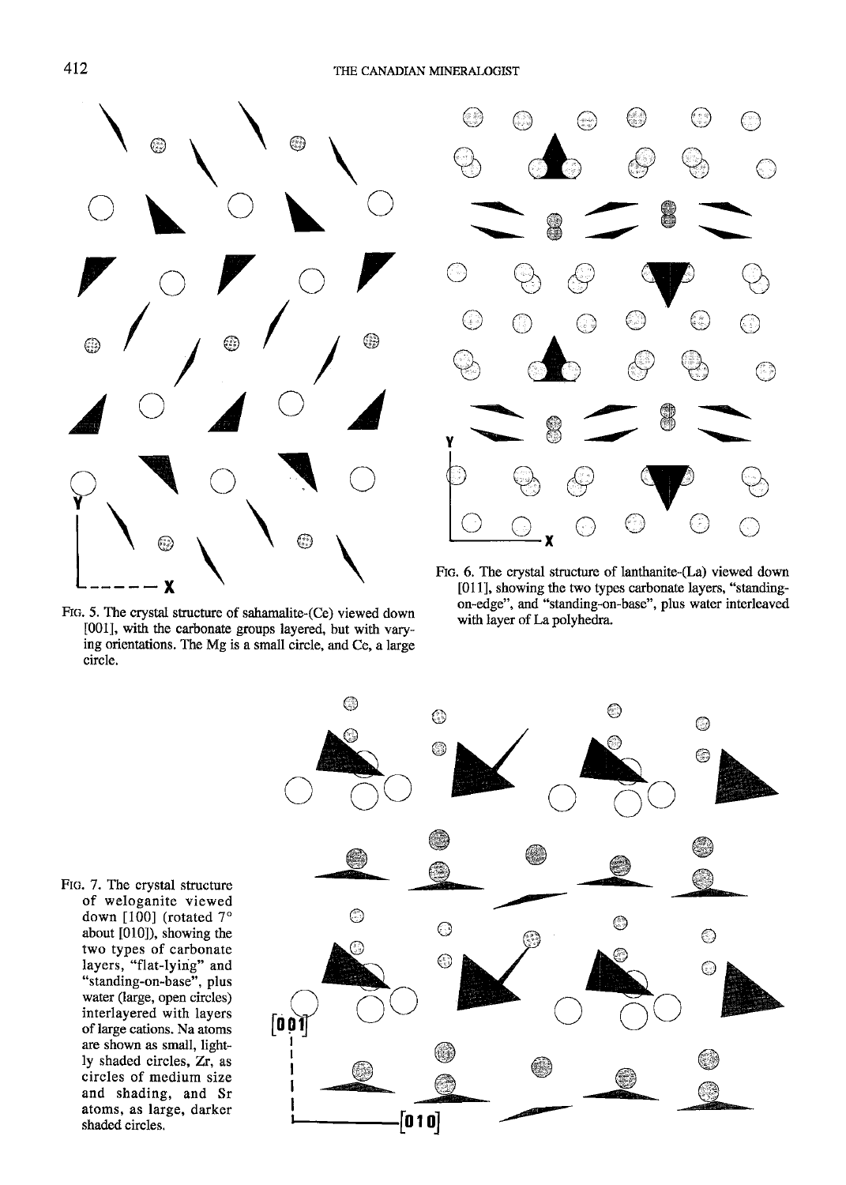Y

X

Fig. 5. The crystal structure of sahamalite-(Ce) viewed down [001], with the carbonate groups layered, but with varying orientations. The Mg is a small circle, and Ce, a large circle.

Y

X

Fig. 6. The crystal structure of lanthanite-(La) viewed down [011], showing the two types carbonate layers, "standing-on-edge", and "standing-on-base", plus water interleaved with layer of La polyhedra.

[001]

[010]

Fig. 7. The crystal structure of weloganite viewed down [100] (rotated 7° about [010]), showing the two types of carbonate layers, "flat-lying" and "standing-on-base", plus water (large, open circles) interlayered with layers of large cations. Na atoms are shown as small, lightly shaded circles, Zr, as circles of medium size and shading, and Sr atoms, as large, darker shaded circles.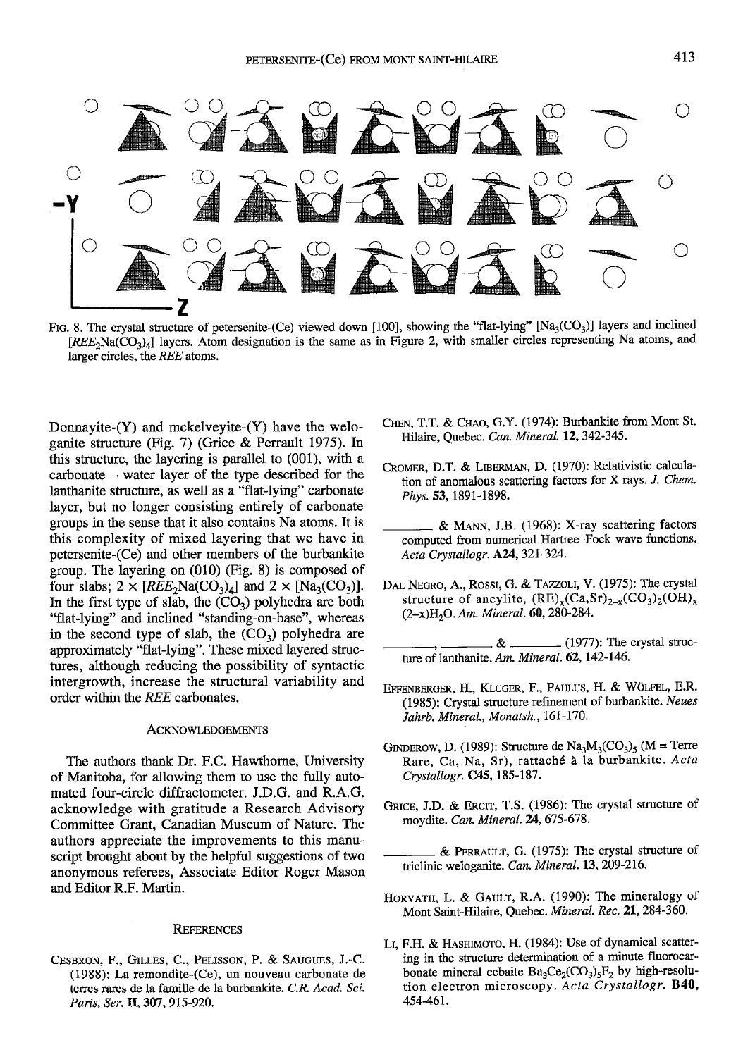-Y

Z

FIG. 8. The crystal structure of petersenite-(Ce) viewed down [100], showing the "flat-lying" [$Na_3(CO_3)$] layers and inclined [$REE_2Na(CO_3)_4$] layers. Atom designation is the same as in Figure 2, with smaller circles representing Na atoms, and larger circles, the *REE* atoms.

Donnayite-(Y) and mckelveyite-(Y) have the weloganite structure (Fig. 7) (Grice & Perrault 1975). In this structure, the layering is parallel to (001), with a carbonate – water layer of the type described for the lanthanite structure, as well as a "flat-lying" carbonate layer, but no longer consisting entirely of carbonate groups in the sense that it also contains Na atoms. It is this complexity of mixed layering that we have in petersenite-(Ce) and other members of the burbankite group. The layering on (010) (Fig. 8) is composed of four slabs; 2 × [$REE_2Na(CO_3)_4$] and 2 × [$Na_3(CO_3)$]. In the first type of slab, the ($CO_3$) polyhedra are both "flat-lying" and inclined "standing-on-base", whereas in the second type of slab, the ($CO_3$) polyhedra are approximately "flat-lying". These mixed layered structures, although reducing the possibility of syntactic intergrowth, increase the structural variability and order within the *REE* carbonates.

## ACKNOWLEDGEMENTS

The authors thank Dr. F.C. Hawthorne, University of Manitoba, for allowing them to use the fully automated four-circle diffractometer. J.D.G. and R.A.G. acknowledge with gratitude a Research Advisory Committee Grant, Canadian Museum of Nature. The authors appreciate the improvements to this manuscript brought about by the helpful suggestions of two anonymous referees, Associate Editor Roger Mason and Editor R.F. Martin.

## REFERENCES

CESBRON, F., GILLES, C., PELISSON, P. & SAUGUES, J.-C. (1988): La remondite-(Ce), un nouveau carbonate de terres rares de la famille de la burbankite. *C.R. Acad. Sci. Paris, Ser.* **II**, **307**, 915-920.

CHEN, T.T. & CHAO, G.Y. (1974): Burbankite from Mont St. Hilaire, Quebec. *Can. Mineral.* **12**, 342-345.

CROMER, D.T. & LIBERMAN, D. (1970): Relativistic calculation of anomalous scattering factors for X rays. *J. Chem. Phys.* **53**, 1891-1898.

________ & MANN, J.B. (1968): X-ray scattering factors computed from numerical Hartree–Fock wave functions. *Acta Crystallogr.* **A24**, 321-324.

DAL NEGRO, A., ROSSI, G. & TAZZOLI, V. (1975): The crystal structure of ancylite, $(RE)_x(Ca,Sr)_{2-x}(CO_3)_2(OH)_x$ $(2-x)H_2O$. *Am. Mineral.* **60**, 280-284.

________, ________ & ________ (1977): The crystal structure of lanthanite. *Am. Mineral.* **62**, 142-146.

EFFENBERGER, H., KLUGER, F., PAULUS, H. & WÖLFEL, E.R. (1985): Crystal structure refinement of burbankite. *Neues Jahrb. Mineral., Monatsh.*, 161-170.

GINDEROW, D. (1989): Structure de $Na_3M_3(CO_3)_5$ (M = Terre Rare, Ca, Na, Sr), rattaché à la burbankite. *Acta Crystallogr.* **C45**, 185-187.

GRICE, J.D. & ERCIT, T.S. (1986): The crystal structure of moydite. *Can. Mineral.* **24**, 675-678.

________ & PERRAULT, G. (1975): The crystal structure of triclinic weloganite. *Can. Mineral.* **13**, 209-216.

HORVATH, L. & GAULT, R.A. (1990): The mineralogy of Mont Saint-Hilaire, Quebec. *Mineral. Rec.* **21**, 284-360.

LI, F.H. & HASHIMOTO, H. (1984): Use of dynamical scattering in the structure determination of a minute fluorocarbonate mineral cebaite $Ba_3Ce_2(CO_3)_5F_2$ by high-resolution electron microscopy. *Acta Crystallogr.* **B40**, 454-461.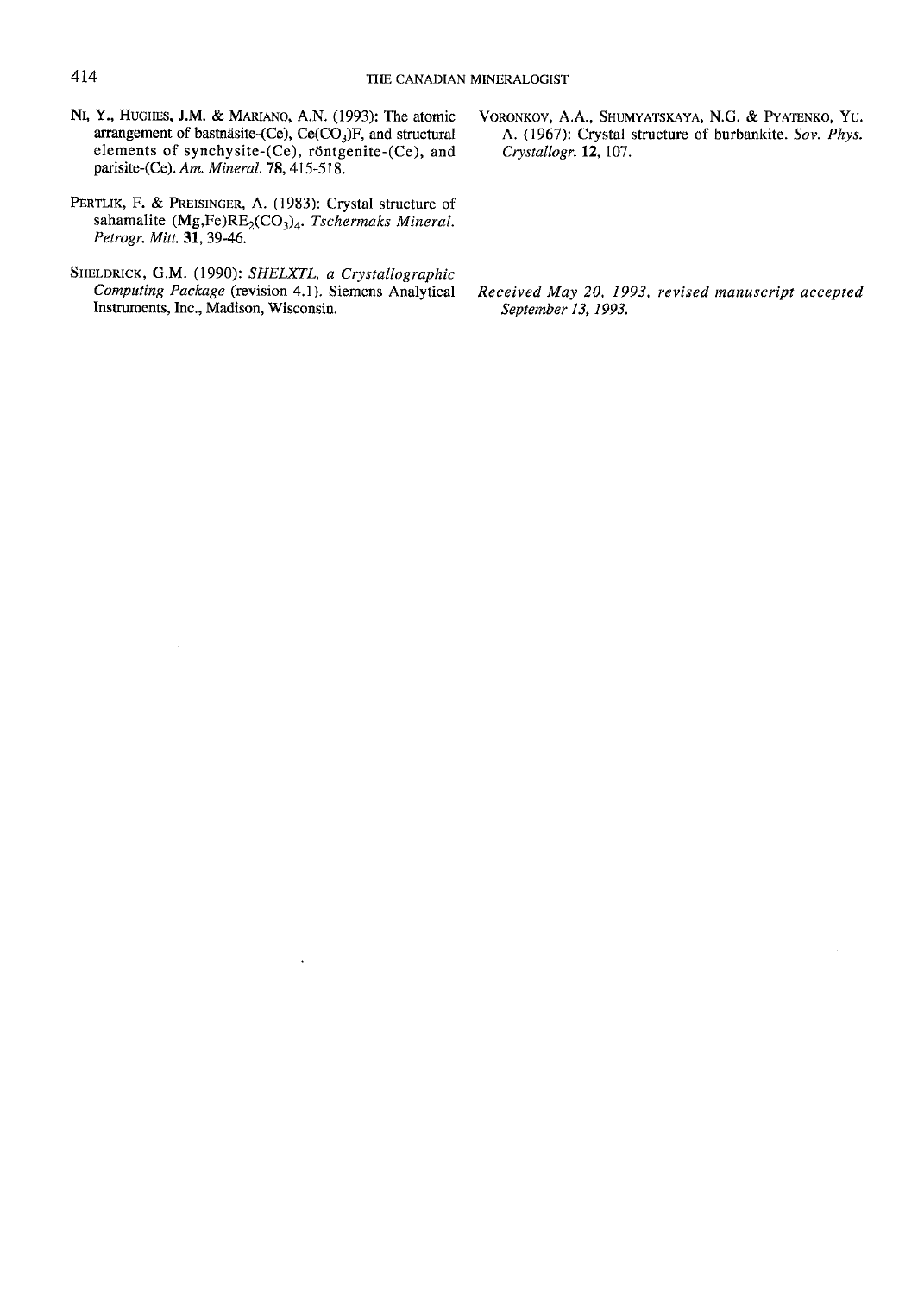NI, Y., HUGHES, J.M. & MARIANO, A.N. (1993): The atomic arrangement of bastnäsite-(Ce), $Ce(CO_3)F$, and structural elements of synchysite-(Ce), röntgenite-(Ce), and parisite-(Ce). *Am. Mineral.* **78**, 415-518.

PERTLIK, F. & PREISINGER, A. (1983): Crystal structure of sahamalite $(Mg,Fe)RE_2(CO_3)_4$. *Tschermaks Mineral. Petrogr. Mitt.* **31**, 39-46.

SHELDRICK, G.M. (1990): *SHELXTL, a Crystallographic Computing Package* (revision 4.1). Siemens Analytical Instruments, Inc., Madison, Wisconsin.

VORONKOV, A.A., SHUMYATSKAYA, N.G. & PYATENKO, YU. A. (1967): Crystal structure of burbankite. *Sov. Phys. Crystallogr.* **12**, 107.

*Received May 20, 1993, revised manuscript accepted September 13, 1993.*